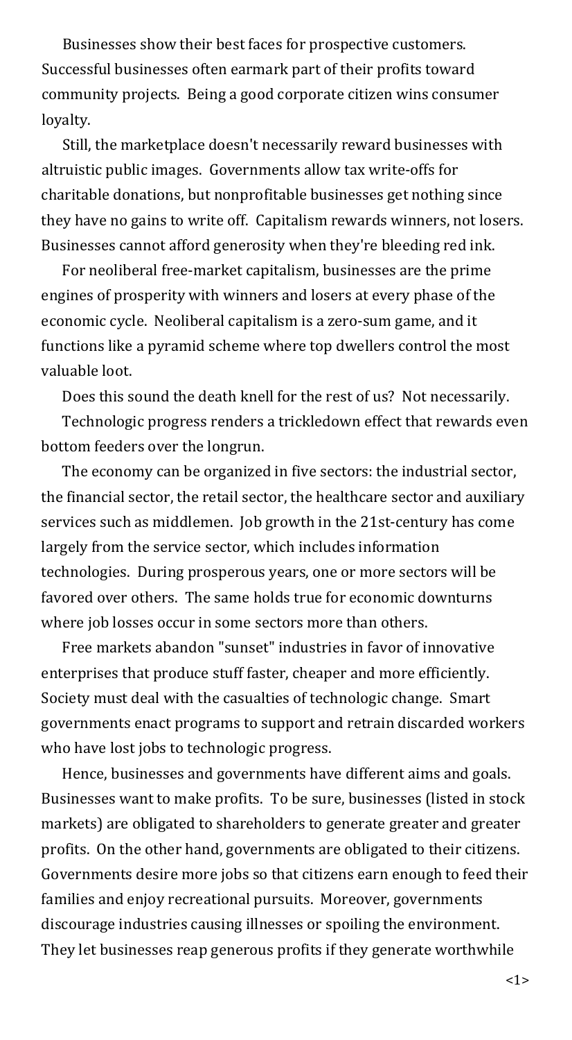Businesses show their best faces for prospective customers. Successful businesses often earmark part of their profits toward community projects. Being a good corporate citizen wins consumer loyalty.

Still, the marketplace doesn't necessarily reward businesses with altruistic public images. Governments allow tax write-offs for charitable donations, but nonprofitable businesses get nothing since they have no gains to write off. Capitalism rewards winners, not losers. Businesses cannot afford generosity when they're bleeding red ink.

For neoliberal free-market capitalism, businesses are the prime engines of prosperity with winners and losers at every phase of the economic cycle. Neoliberal capitalism is a zero-sum game, and it functions like a pyramid scheme where top dwellers control the most valuable loot.

Does this sound the death knell for the rest of us? Not necessarily.

Technologic progress renders a trickledown effect that rewards even bottom feeders over the longrun.

The economy can be organized in five sectors: the industrial sector, the financial sector, the retail sector, the healthcare sector and auxiliary services such as middlemen. Job growth in the 21st-century has come largely from the service sector, which includes information technologies. During prosperous years, one or more sectors will be favored over others. The same holds true for economic downturns where job losses occur in some sectors more than others.

Free markets abandon "sunset" industries in favor of innovative enterprises that produce stuff faster, cheaper and more efficiently. Society must deal with the casualties of technologic change. Smart governments enact programs to support and retrain discarded workers who have lost jobs to technologic progress.

Hence, businesses and governments have different aims and goals. Businesses want to make profits. To be sure, businesses (listed in stock markets) are obligated to shareholders to generate greater and greater profits. On the other hand, governments are obligated to their citizens. Governments desire more jobs so that citizens earn enough to feed their families and enjoy recreational pursuits. Moreover, governments discourage industries causing illnesses or spoiling the environment. They let businesses reap generous profits if they generate worthwhile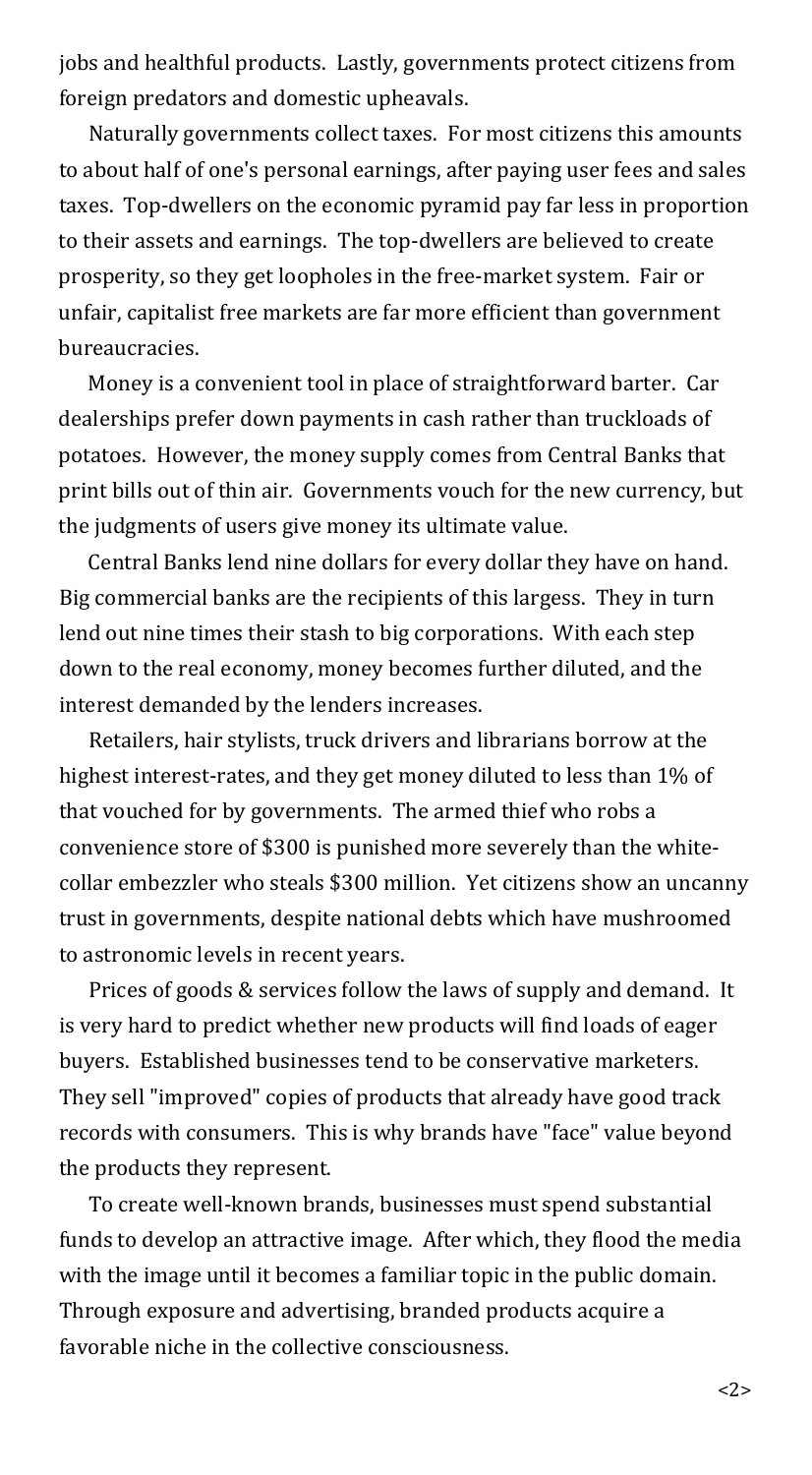jobs and healthful products. Lastly, governments protect citizens from foreign predators and domestic upheavals.

Naturally governments collect taxes. For most citizens this amounts to about half of one's personal earnings, after paying user fees and sales taxes. Top-dwellers on the economic pyramid pay far less in proportion to their assets and earnings. The top-dwellers are believed to create prosperity, so they get loopholes in the free-market system. Fair or unfair, capitalist free markets are far more efficient than government bureaucracies.

Money is a convenient tool in place of straightforward barter. Car dealerships prefer down payments in cash rather than truckloads of potatoes. However, the money supply comes from Central Banks that print bills out of thin air. Governments vouch for the new currency, but the judgments of users give money its ultimate value.

Central Banks lend nine dollars for every dollar they have on hand. Big commercial banks are the recipients of this largess. They in turn lend out nine times their stash to big corporations. With each step down to the real economy, money becomes further diluted, and the interest demanded by the lenders increases.

Retailers, hair stylists, truck drivers and librarians borrow at the highest interest-rates, and they get money diluted to less than 1% of that vouched for by governments. The armed thief who robs a convenience store of $300 is punished more severely than the white-collar embezzler who steals $300 million. Yet citizens show an uncanny trust in governments, despite national debts which have mushroomed to astronomic levels in recent years.

Prices of goods & services follow the laws of supply and demand. It is very hard to predict whether new products will find loads of eager buyers. Established businesses tend to be conservative marketers. They sell "improved" copies of products that already have good track records with consumers. This is why brands have "face" value beyond the products they represent.

To create well-known brands, businesses must spend substantial funds to develop an attractive image. After which, they flood the media with the image until it becomes a familiar topic in the public domain. Through exposure and advertising, branded products acquire a favorable niche in the collective consciousness.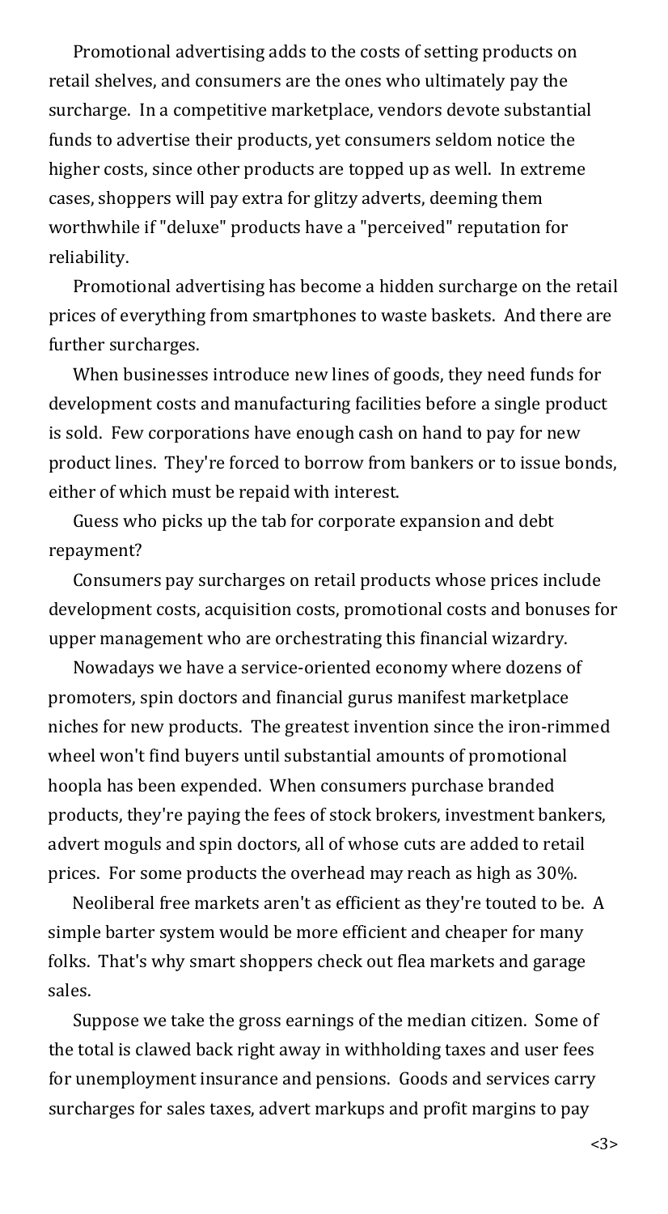Promotional advertising adds to the costs of setting products on retail shelves, and consumers are the ones who ultimately pay the surcharge. In a competitive marketplace, vendors devote substantial funds to advertise their products, yet consumers seldom notice the higher costs, since other products are topped up as well. In extreme cases, shoppers will pay extra for glitzy adverts, deeming them worthwhile if "deluxe" products have a "perceived" reputation for reliability.

Promotional advertising has become a hidden surcharge on the retail prices of everything from smartphones to waste baskets. And there are further surcharges.

When businesses introduce new lines of goods, they need funds for development costs and manufacturing facilities before a single product is sold. Few corporations have enough cash on hand to pay for new product lines. They're forced to borrow from bankers or to issue bonds, either of which must be repaid with interest.

Guess who picks up the tab for corporate expansion and debt repayment?

Consumers pay surcharges on retail products whose prices include development costs, acquisition costs, promotional costs and bonuses for upper management who are orchestrating this financial wizardry.

Nowadays we have a service-oriented economy where dozens of promoters, spin doctors and financial gurus manifest marketplace niches for new products. The greatest invention since the iron-rimmed wheel won't find buyers until substantial amounts of promotional hoopla has been expended. When consumers purchase branded products, they're paying the fees of stock brokers, investment bankers, advert moguls and spin doctors, all of whose cuts are added to retail prices. For some products the overhead may reach as high as 30%.

Neoliberal free markets aren't as efficient as they're touted to be. A simple barter system would be more efficient and cheaper for many folks. That's why smart shoppers check out flea markets and garage sales.

Suppose we take the gross earnings of the median citizen. Some of the total is clawed back right away in withholding taxes and user fees for unemployment insurance and pensions. Goods and services carry surcharges for sales taxes, advert markups and profit margins to pay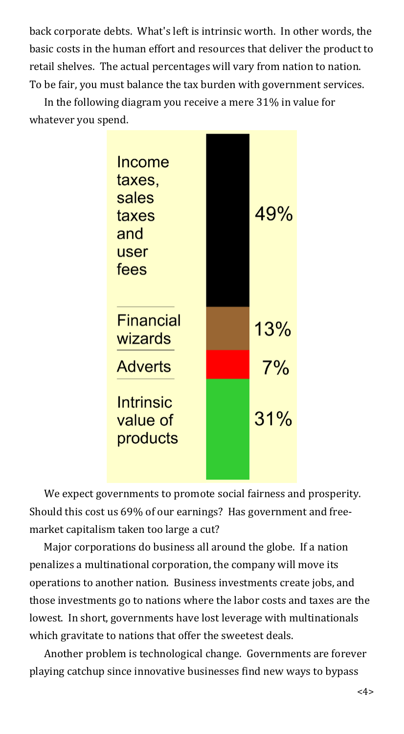back corporate debts. What's left is intrinsic worth. In other words, the basic costs in the human effort and resources that deliver the product to retail shelves. The actual percentages will vary from nation to nation. To be fair, you must balance the tax burden with government services.

In the following diagram you receive a mere 31% in value for whatever you spend.

| Category | Share |
|---|---|
| Income taxes, sales taxes and user fees | 49% |
| Financial wizards | 13% |
| Adverts | 7% |
| Intrinsic value of products | 31% |

We expect governments to promote social fairness and prosperity. Should this cost us 69% of our earnings? Has government and free-market capitalism taken too large a cut?

Major corporations do business all around the globe. If a nation penalizes a multinational corporation, the company will move its operations to another nation. Business investments create jobs, and those investments go to nations where the labor costs and taxes are the lowest. In short, governments have lost leverage with multinationals which gravitate to nations that offer the sweetest deals.

Another problem is technological change. Governments are forever playing catchup since innovative businesses find new ways to bypass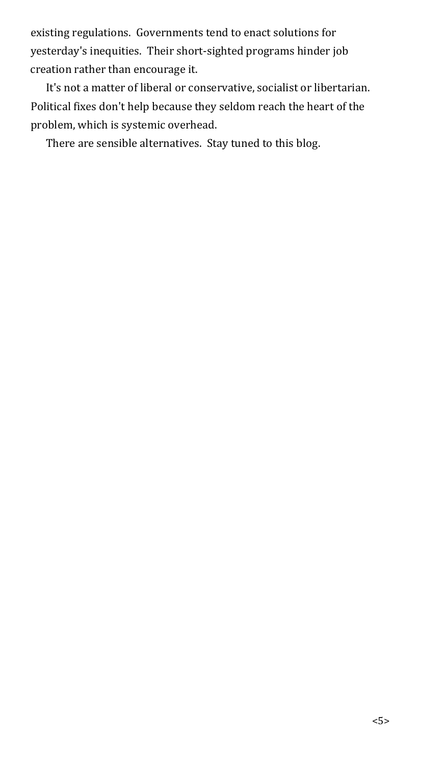existing regulations. Governments tend to enact solutions for yesterday's inequities. Their short-sighted programs hinder job creation rather than encourage it.

It's not a matter of liberal or conservative, socialist or libertarian. Political fixes don't help because they seldom reach the heart of the problem, which is systemic overhead.

There are sensible alternatives. Stay tuned to this blog.